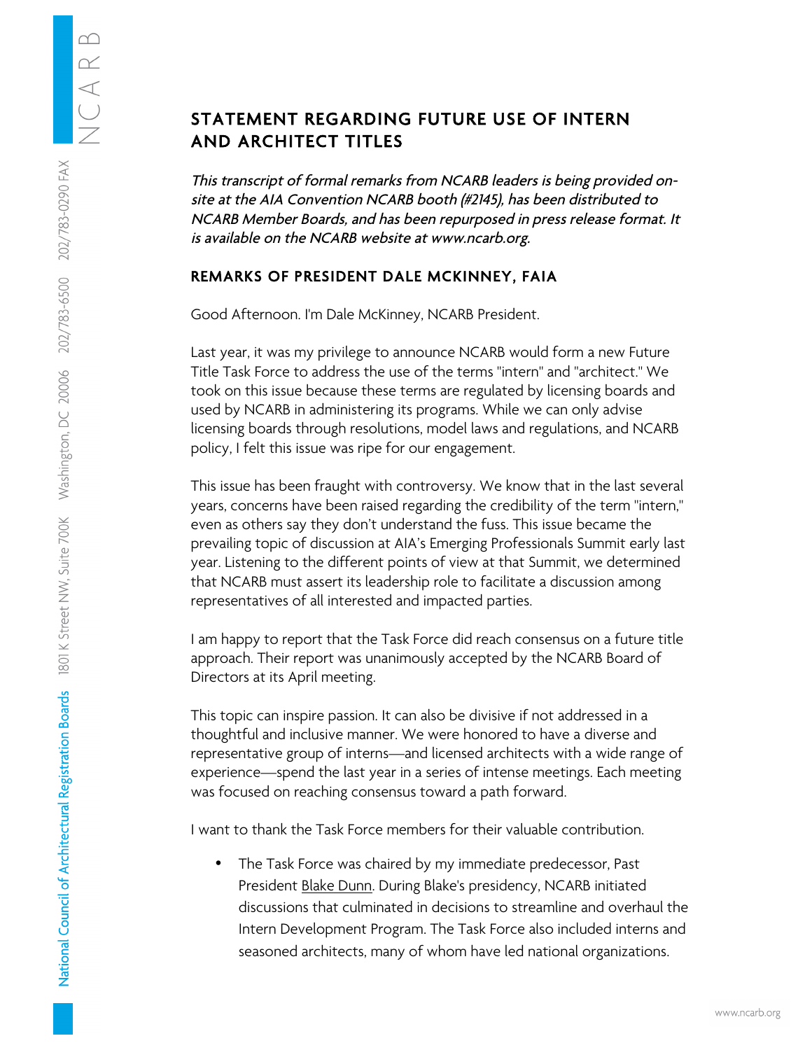## STATEMENT REGARDING FUTURE USE OF INTERN AND ARCHITECT TITLES

*This transcript of formal remarks from NCARB leaders is being provided on-site at the AIA Convention NCARB booth (#2145), has been distributed to NCARB Member Boards, and has been repurposed in press release format. It is available on the NCARB website at www.ncarb.org.*

### REMARKS OF PRESIDENT DALE MCKINNEY, FAIA

Good Afternoon. I'm Dale McKinney, NCARB President.

Last year, it was my privilege to announce NCARB would form a new Future Title Task Force to address the use of the terms "intern" and "architect." We took on this issue because these terms are regulated by licensing boards and used by NCARB in administering its programs. While we can only advise licensing boards through resolutions, model laws and regulations, and NCARB policy, I felt this issue was ripe for our engagement.

This issue has been fraught with controversy. We know that in the last several years, concerns have been raised regarding the credibility of the term "intern," even as others say they don't understand the fuss. This issue became the prevailing topic of discussion at AIA's Emerging Professionals Summit early last year. Listening to the different points of view at that Summit, we determined that NCARB must assert its leadership role to facilitate a discussion among representatives of all interested and impacted parties.

I am happy to report that the Task Force did reach consensus on a future title approach. Their report was unanimously accepted by the NCARB Board of Directors at its April meeting.

This topic can inspire passion. It can also be divisive if not addressed in a thoughtful and inclusive manner. We were honored to have a diverse and representative group of interns—and licensed architects with a wide range of experience—spend the last year in a series of intense meetings. Each meeting was focused on reaching consensus toward a path forward.

I want to thank the Task Force members for their valuable contribution.

- The Task Force was chaired by my immediate predecessor, Past President Blake Dunn. During Blake's presidency, NCARB initiated discussions that culminated in decisions to streamline and overhaul the Intern Development Program. The Task Force also included interns and seasoned architects, many of whom have led national organizations.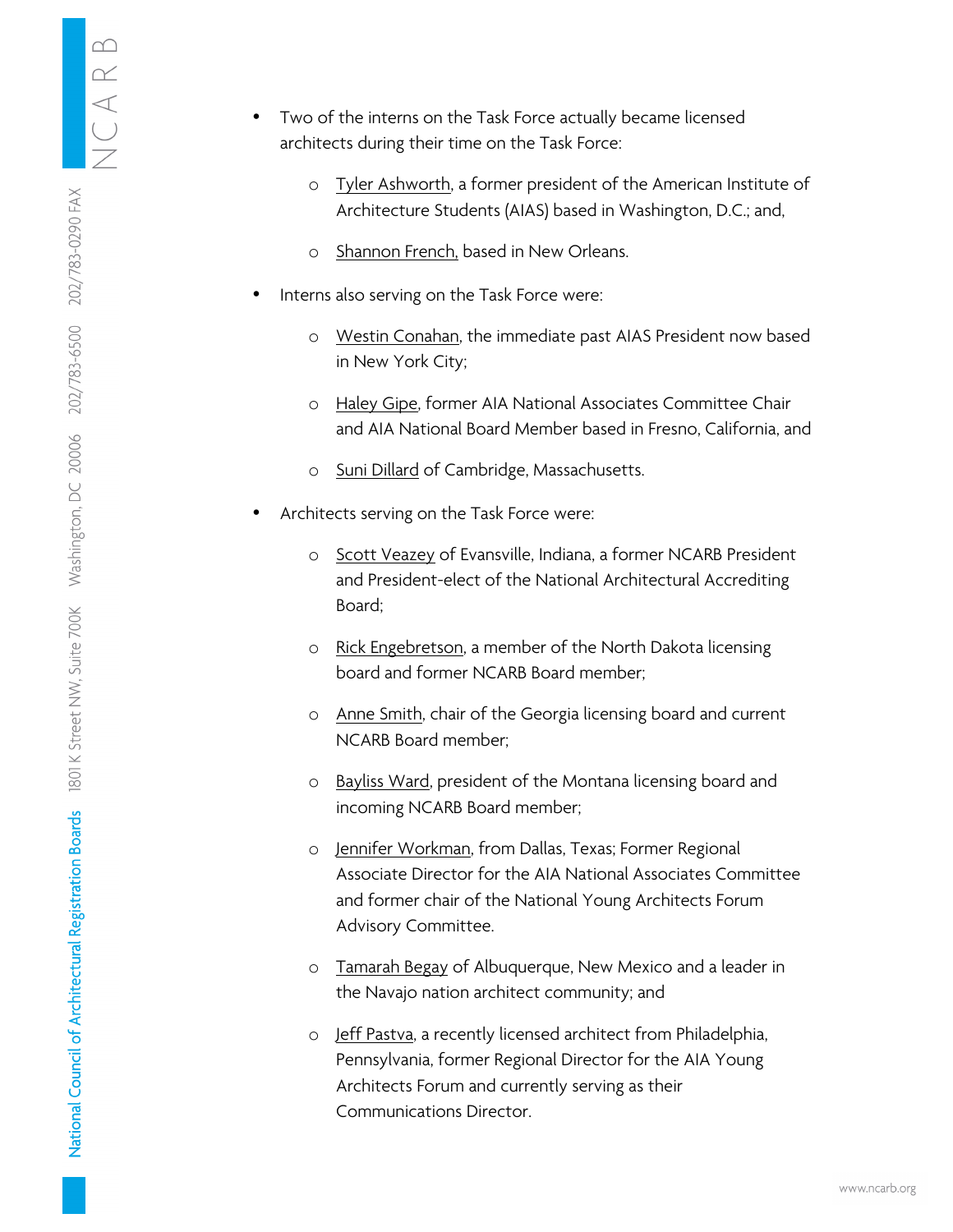- Two of the interns on the Task Force actually became licensed architects during their time on the Task Force:
  - Tyler Ashworth, a former president of the American Institute of Architecture Students (AIAS) based in Washington, D.C.; and,
  - Shannon French, based in New Orleans.
- Interns also serving on the Task Force were:
  - Westin Conahan, the immediate past AIAS President now based in New York City;
  - Haley Gipe, former AIA National Associates Committee Chair and AIA National Board Member based in Fresno, California, and
  - Suni Dillard of Cambridge, Massachusetts.
- Architects serving on the Task Force were:
  - Scott Veazey of Evansville, Indiana, a former NCARB President and President-elect of the National Architectural Accrediting Board;
  - Rick Engebretson, a member of the North Dakota licensing board and former NCARB Board member;
  - Anne Smith, chair of the Georgia licensing board and current NCARB Board member;
  - Bayliss Ward, president of the Montana licensing board and incoming NCARB Board member;
  - Jennifer Workman, from Dallas, Texas; Former Regional Associate Director for the AIA National Associates Committee and former chair of the National Young Architects Forum Advisory Committee.
  - Tamarah Begay of Albuquerque, New Mexico and a leader in the Navajo nation architect community; and
  - Jeff Pastva, a recently licensed architect from Philadelphia, Pennsylvania, former Regional Director for the AIA Young Architects Forum and currently serving as their Communications Director.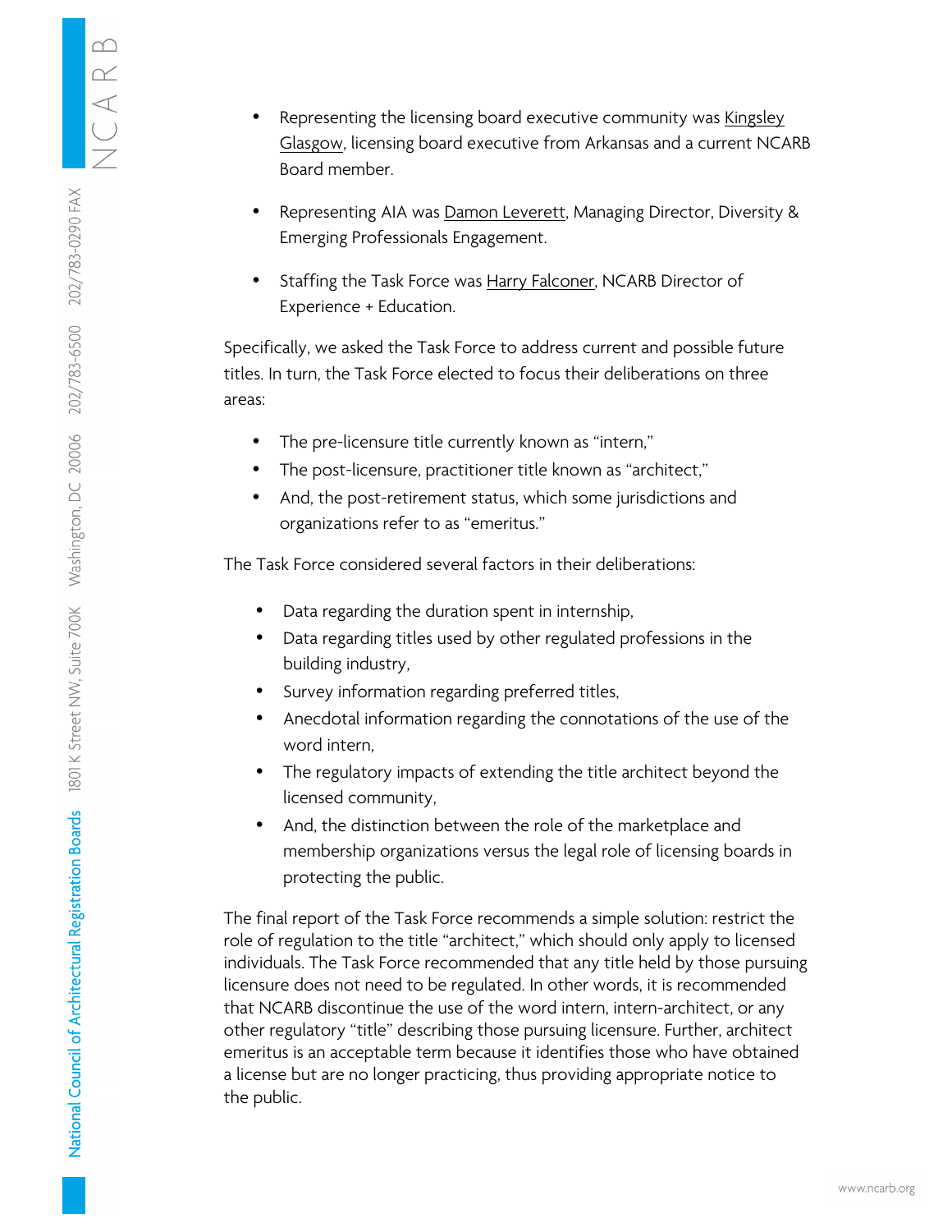- Representing the licensing board executive community was Kingsley Glasgow, licensing board executive from Arkansas and a current NCARB Board member.
- Representing AIA was Damon Leverett, Managing Director, Diversity & Emerging Professionals Engagement.
- Staffing the Task Force was Harry Falconer, NCARB Director of Experience + Education.

Specifically, we asked the Task Force to address current and possible future titles. In turn, the Task Force elected to focus their deliberations on three areas:

- The pre-licensure title currently known as "intern,"
- The post-licensure, practitioner title known as "architect,"
- And, the post-retirement status, which some jurisdictions and organizations refer to as "emeritus."

The Task Force considered several factors in their deliberations:

- Data regarding the duration spent in internship,
- Data regarding titles used by other regulated professions in the building industry,
- Survey information regarding preferred titles,
- Anecdotal information regarding the connotations of the use of the word intern,
- The regulatory impacts of extending the title architect beyond the licensed community,
- And, the distinction between the role of the marketplace and membership organizations versus the legal role of licensing boards in protecting the public.

The final report of the Task Force recommends a simple solution: restrict the role of regulation to the title "architect," which should only apply to licensed individuals. The Task Force recommended that any title held by those pursuing licensure does not need to be regulated. In other words, it is recommended that NCARB discontinue the use of the word intern, intern-architect, or any other regulatory "title" describing those pursuing licensure. Further, architect emeritus is an acceptable term because it identifies those who have obtained a license but are no longer practicing, thus providing appropriate notice to the public.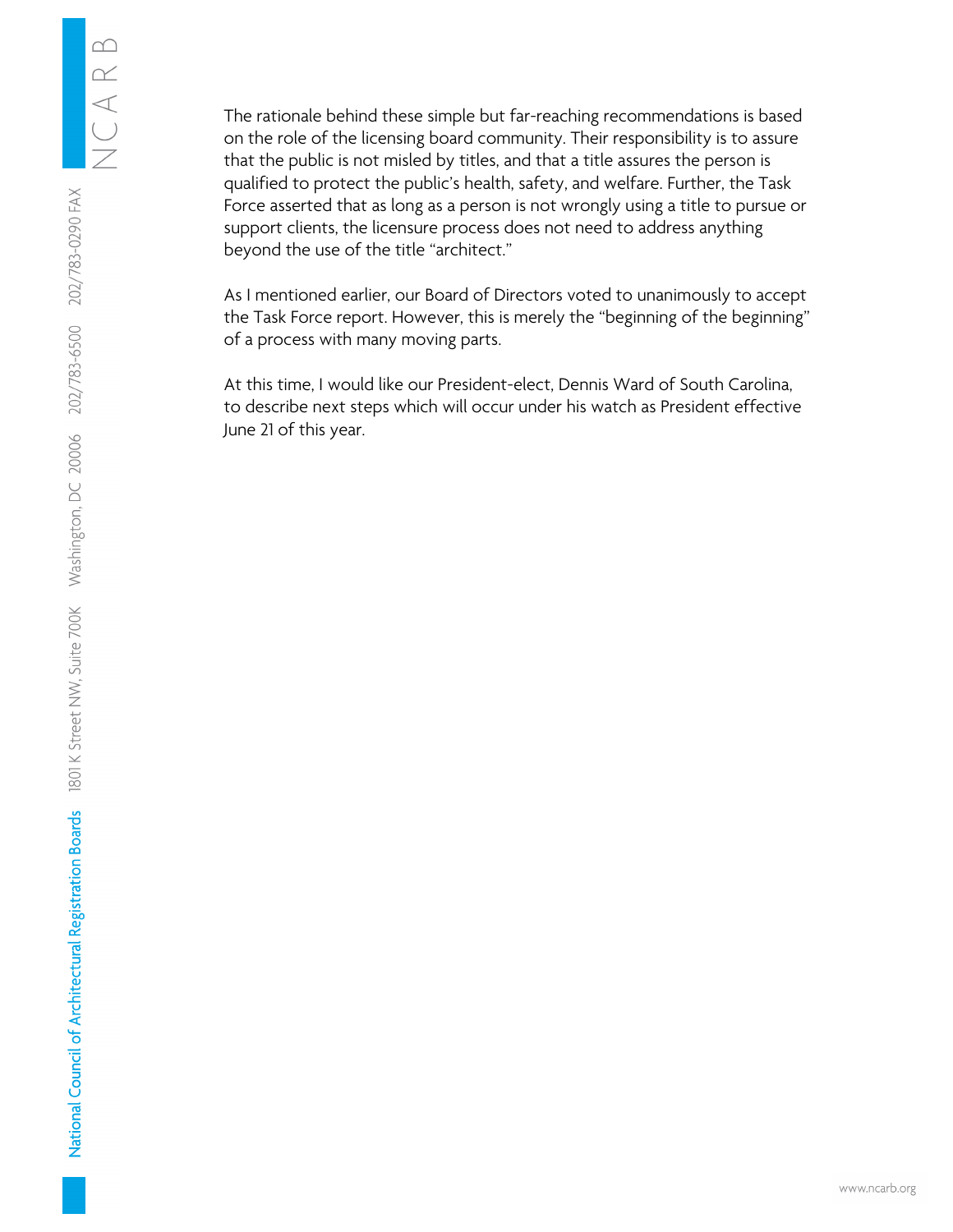The rationale behind these simple but far-reaching recommendations is based on the role of the licensing board community. Their responsibility is to assure that the public is not misled by titles, and that a title assures the person is qualified to protect the public's health, safety, and welfare. Further, the Task Force asserted that as long as a person is not wrongly using a title to pursue or support clients, the licensure process does not need to address anything beyond the use of the title "architect."

As I mentioned earlier, our Board of Directors voted to unanimously to accept the Task Force report. However, this is merely the "beginning of the beginning" of a process with many moving parts.

At this time, I would like our President-elect, Dennis Ward of South Carolina, to describe next steps which will occur under his watch as President effective June 21 of this year.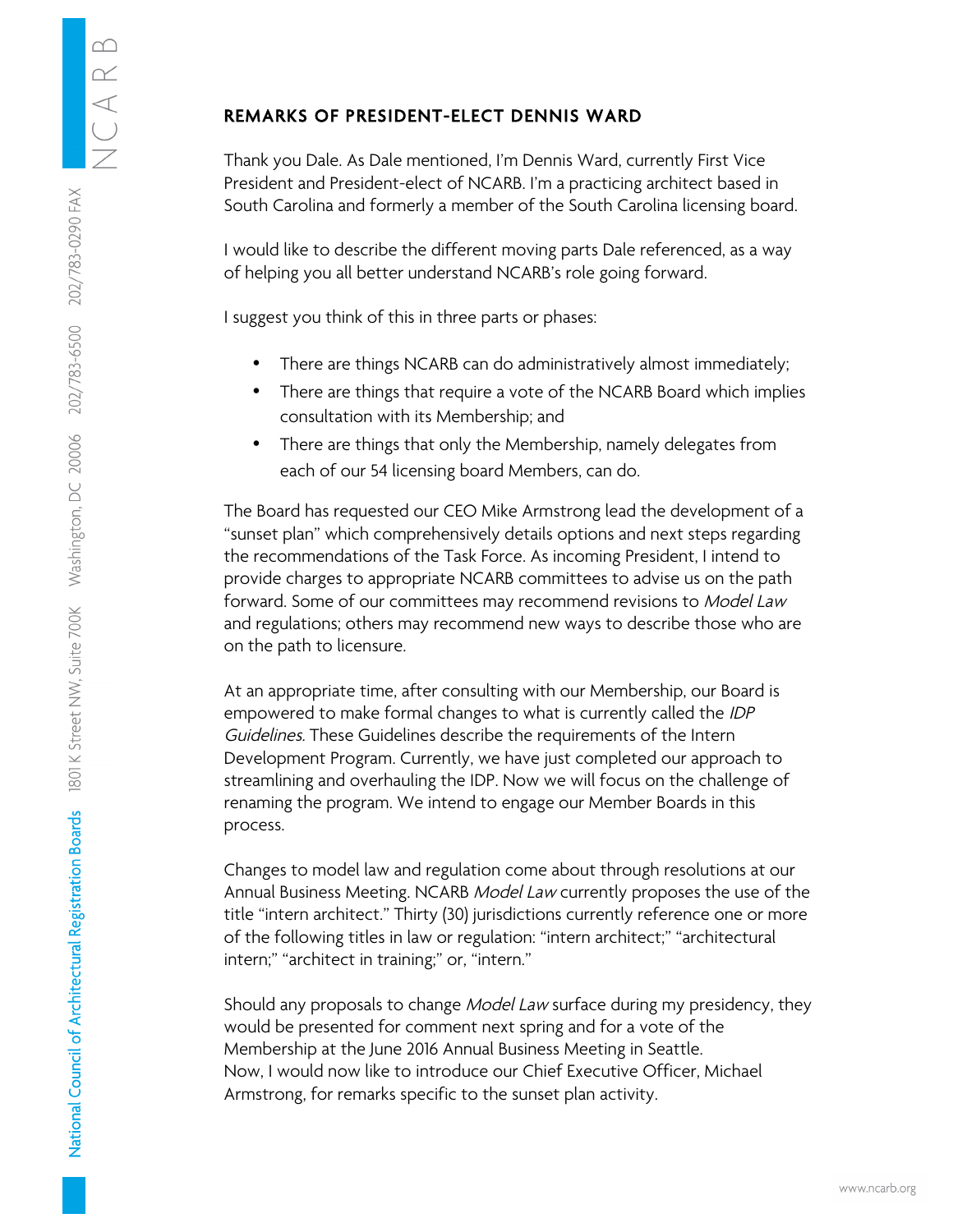## REMARKS OF PRESIDENT-ELECT DENNIS WARD

Thank you Dale. As Dale mentioned, I'm Dennis Ward, currently First Vice President and President-elect of NCARB. I'm a practicing architect based in South Carolina and formerly a member of the South Carolina licensing board.

I would like to describe the different moving parts Dale referenced, as a way of helping you all better understand NCARB's role going forward.

I suggest you think of this in three parts or phases:

- There are things NCARB can do administratively almost immediately;
- There are things that require a vote of the NCARB Board which implies consultation with its Membership; and
- There are things that only the Membership, namely delegates from each of our 54 licensing board Members, can do.

The Board has requested our CEO Mike Armstrong lead the development of a "sunset plan" which comprehensively details options and next steps regarding the recommendations of the Task Force. As incoming President, I intend to provide charges to appropriate NCARB committees to advise us on the path forward. Some of our committees may recommend revisions to *Model Law* and regulations; others may recommend new ways to describe those who are on the path to licensure.

At an appropriate time, after consulting with our Membership, our Board is empowered to make formal changes to what is currently called the *IDP Guidelines*. These Guidelines describe the requirements of the Intern Development Program. Currently, we have just completed our approach to streamlining and overhauling the IDP. Now we will focus on the challenge of renaming the program. We intend to engage our Member Boards in this process.

Changes to model law and regulation come about through resolutions at our Annual Business Meeting. NCARB *Model Law* currently proposes the use of the title "intern architect." Thirty (30) jurisdictions currently reference one or more of the following titles in law or regulation: "intern architect;" "architectural intern;" "architect in training;" or, "intern."

Should any proposals to change *Model Law* surface during my presidency, they would be presented for comment next spring and for a vote of the Membership at the June 2016 Annual Business Meeting in Seattle.
Now, I would now like to introduce our Chief Executive Officer, Michael Armstrong, for remarks specific to the sunset plan activity.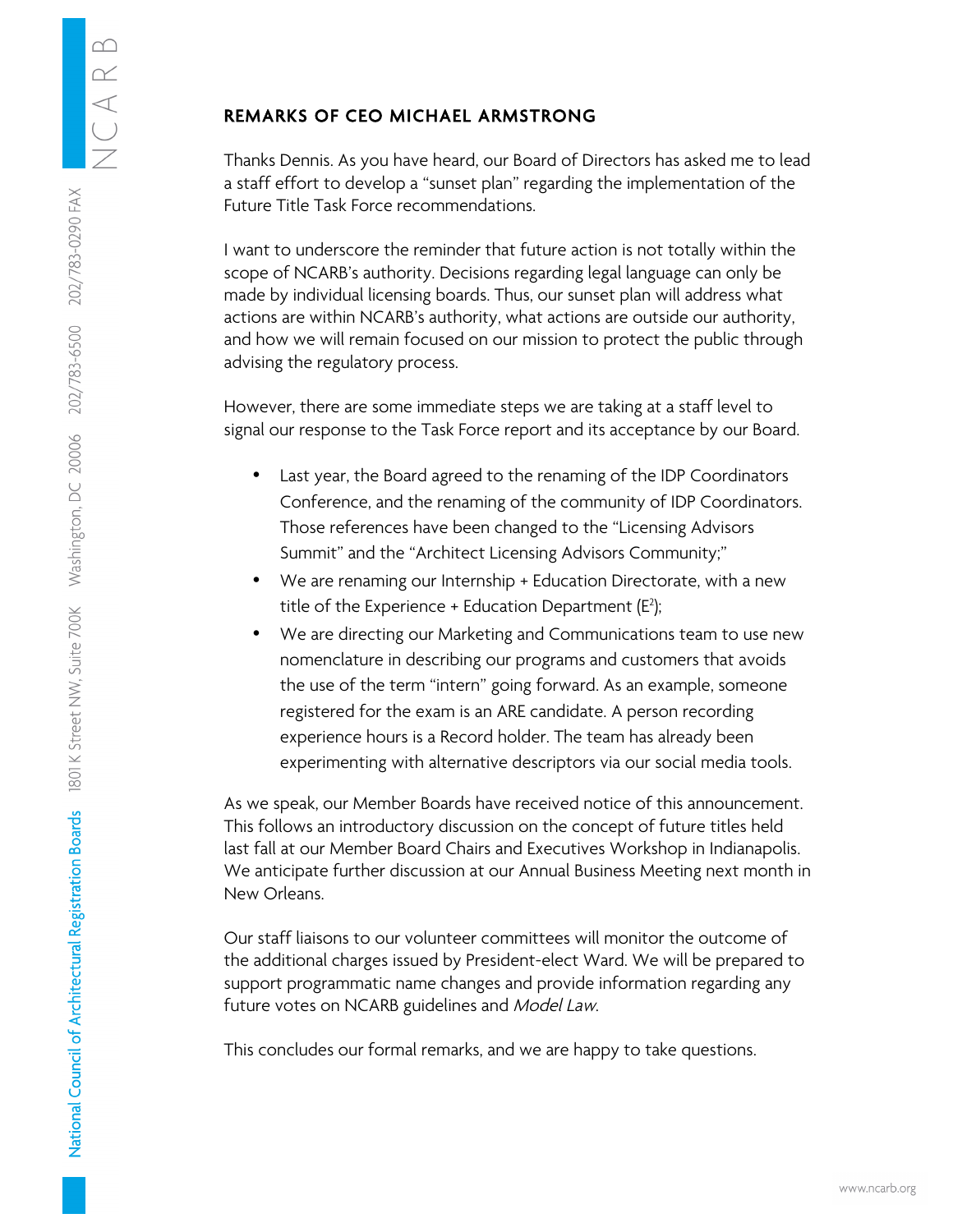## REMARKS OF CEO MICHAEL ARMSTRONG

Thanks Dennis. As you have heard, our Board of Directors has asked me to lead a staff effort to develop a "sunset plan" regarding the implementation of the Future Title Task Force recommendations.

I want to underscore the reminder that future action is not totally within the scope of NCARB's authority. Decisions regarding legal language can only be made by individual licensing boards. Thus, our sunset plan will address what actions are within NCARB's authority, what actions are outside our authority, and how we will remain focused on our mission to protect the public through advising the regulatory process.

However, there are some immediate steps we are taking at a staff level to signal our response to the Task Force report and its acceptance by our Board.

- Last year, the Board agreed to the renaming of the IDP Coordinators Conference, and the renaming of the community of IDP Coordinators. Those references have been changed to the "Licensing Advisors Summit" and the "Architect Licensing Advisors Community;"
- We are renaming our Internship + Education Directorate, with a new title of the Experience + Education Department ($E^2$);
- We are directing our Marketing and Communications team to use new nomenclature in describing our programs and customers that avoids the use of the term "intern" going forward. As an example, someone registered for the exam is an ARE candidate. A person recording experience hours is a Record holder. The team has already been experimenting with alternative descriptors via our social media tools.

As we speak, our Member Boards have received notice of this announcement. This follows an introductory discussion on the concept of future titles held last fall at our Member Board Chairs and Executives Workshop in Indianapolis. We anticipate further discussion at our Annual Business Meeting next month in New Orleans.

Our staff liaisons to our volunteer committees will monitor the outcome of the additional charges issued by President-elect Ward. We will be prepared to support programmatic name changes and provide information regarding any future votes on NCARB guidelines and *Model Law*.

This concludes our formal remarks, and we are happy to take questions.